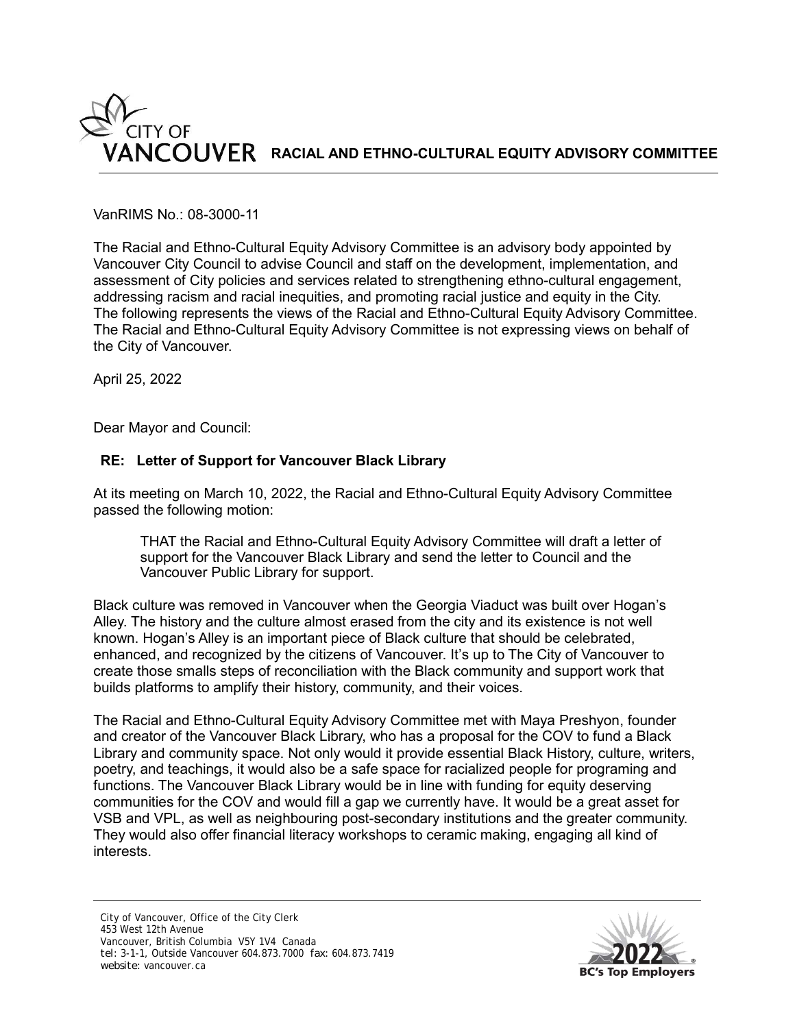# RACIAL AND ETHNO-CULTURAL EQUITY ADVISORY COMMITTEE

VanRIMS No.: 08-3000-11

The Racial and Ethno-Cultural Equity Advisory Committee is an advisory body appointed by Vancouver City Council to advise Council and staff on the development, implementation, and assessment of City policies and services related to strengthening ethno-cultural engagement, addressing racism and racial inequities, and promoting racial justice and equity in the City. The following represents the views of the Racial and Ethno-Cultural Equity Advisory Committee. The Racial and Ethno-Cultural Equity Advisory Committee is not expressing views on behalf of the City of Vancouver.

April 25, 2022

Dear Mayor and Council:

**RE: Letter of Support for Vancouver Black Library**

At its meeting on March 10, 2022, the Racial and Ethno-Cultural Equity Advisory Committee passed the following motion:

> THAT the Racial and Ethno-Cultural Equity Advisory Committee will draft a letter of support for the Vancouver Black Library and send the letter to Council and the Vancouver Public Library for support.

Black culture was removed in Vancouver when the Georgia Viaduct was built over Hogan's Alley. The history and the culture almost erased from the city and its existence is not well known. Hogan's Alley is an important piece of Black culture that should be celebrated, enhanced, and recognized by the citizens of Vancouver. It's up to The City of Vancouver to create those smalls steps of reconciliation with the Black community and support work that builds platforms to amplify their history, community, and their voices.

The Racial and Ethno-Cultural Equity Advisory Committee met with Maya Preshyon, founder and creator of the Vancouver Black Library, who has a proposal for the COV to fund a Black Library and community space. Not only would it provide essential Black History, culture, writers, poetry, and teachings, it would also be a safe space for racialized people for programing and functions. The Vancouver Black Library would be in line with funding for equity deserving communities for the COV and would fill a gap we currently have. It would be a great asset for VSB and VPL, as well as neighbouring post-secondary institutions and the greater community. They would also offer financial literacy workshops to ceramic making, engaging all kind of interests.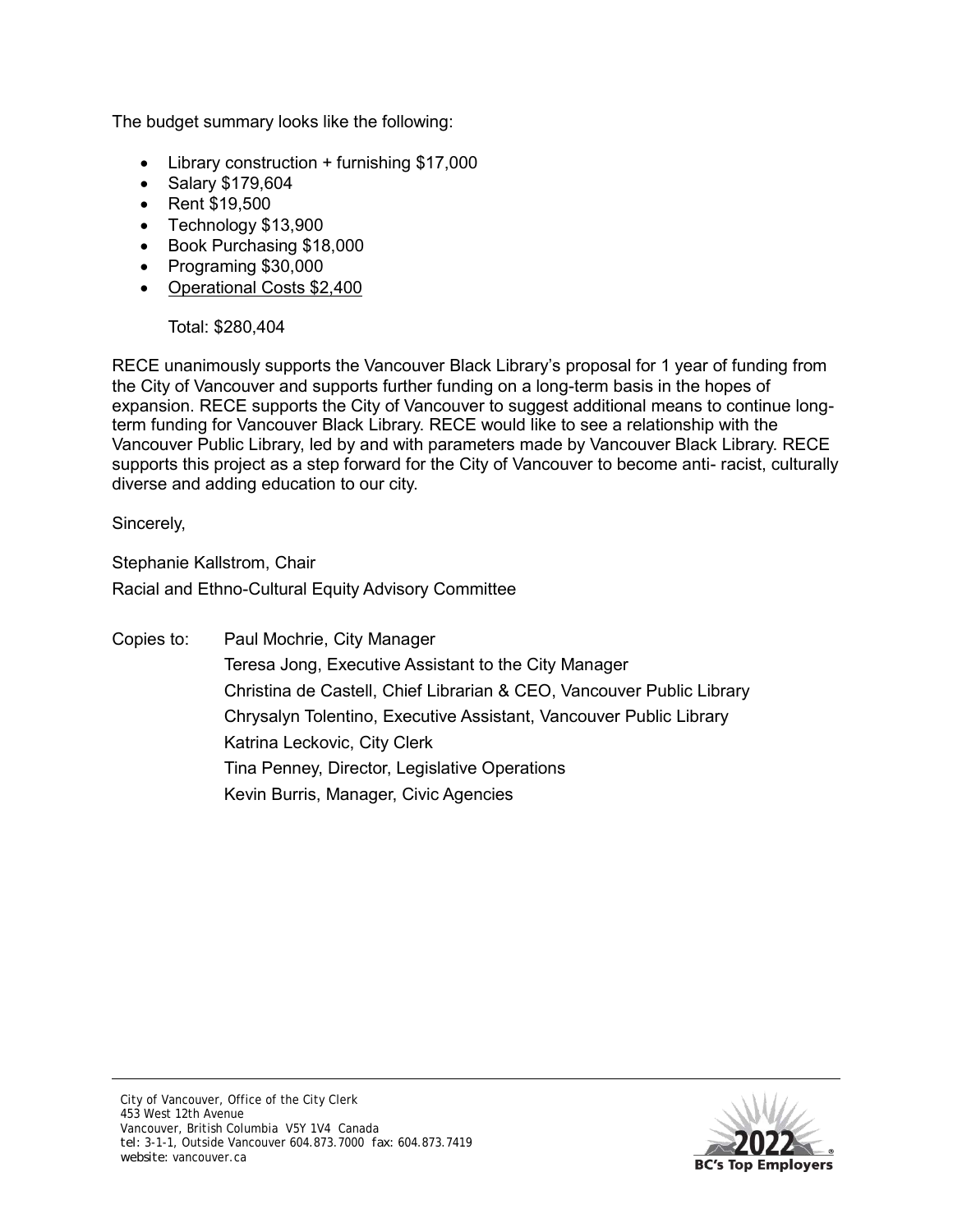The budget summary looks like the following:

- Library construction + furnishing $17,000
- Salary $179,604
- Rent $19,500
- Technology $13,900
- Book Purchasing $18,000
- Programing $30,000
- Operational Costs $2,400

  Total: $280,404

RECE unanimously supports the Vancouver Black Library's proposal for 1 year of funding from the City of Vancouver and supports further funding on a long-term basis in the hopes of expansion. RECE supports the City of Vancouver to suggest additional means to continue long-term funding for Vancouver Black Library. RECE would like to see a relationship with the Vancouver Public Library, led by and with parameters made by Vancouver Black Library. RECE supports this project as a step forward for the City of Vancouver to become anti- racist, culturally diverse and adding education to our city.

Sincerely,

Stephanie Kallstrom, Chair

Racial and Ethno-Cultural Equity Advisory Committee

Copies to: Paul Mochrie, City Manager
Teresa Jong, Executive Assistant to the City Manager
Christina de Castell, Chief Librarian & CEO, Vancouver Public Library
Chrysalyn Tolentino, Executive Assistant, Vancouver Public Library
Katrina Leckovic, City Clerk
Tina Penney, Director, Legislative Operations
Kevin Burris, Manager, Civic Agencies